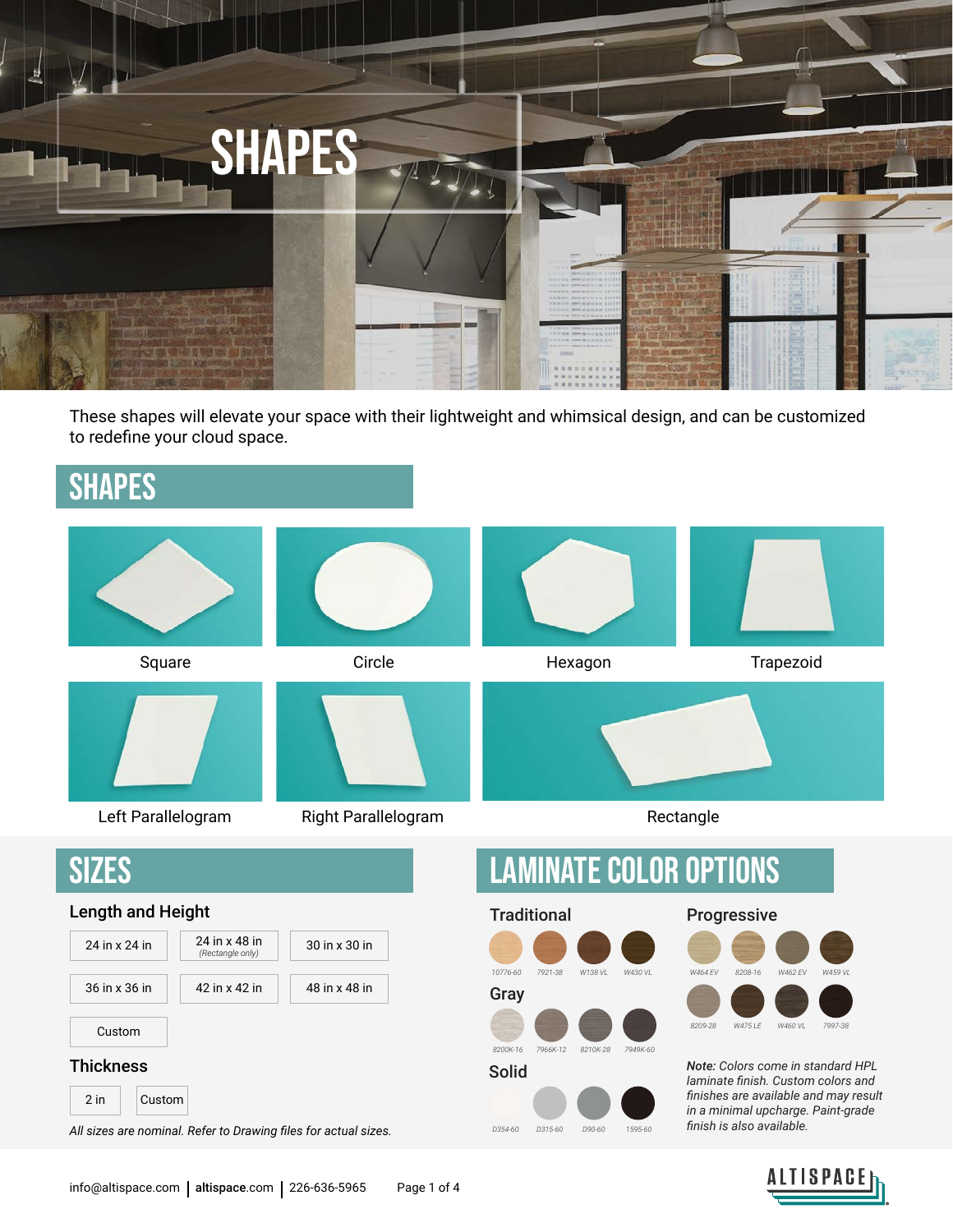# SHAPES

These shapes will elevate your space with their lightweight and whimsical design, and can be customized to redefine your cloud space.

## SHAPES

Square

Circle

Hexagon

Trapezoid

Left Parallelogram

Right Parallelogram

Rectangle

## SIZES

### Length and Height

| | | |
|---|---|---|
| 24 in x 24 in | 24 in x 48 in *(Rectangle only)* | 30 in x 30 in |
| 36 in x 36 in | 42 in x 42 in | 48 in x 48 in |
| Custom | | |

### Thickness

| | |
|---|---|
| 2 in | Custom |

*All sizes are nominal. Refer to Drawing files for actual sizes.*

## LAMINATE COLOR OPTIONS

### Traditional

10776-60, 7921-38, W138 VL, W430 VL

### Gray

8200K-16, 7966K-12, 8210K-28, 7949K-60

### Solid

D354-60, D315-60, D90-60, 1595-60

### Progressive

W464 EV, 8208-16, W462 EV, W459 VL

8209-28, W475 LE, W460 VL, 7997-38

***Note:*** *Colors come in standard HPL laminate finish. Custom colors and finishes are available and may result in a minimal upcharge. Paint-grade finish is also available.*

info@altispace.com | **altispace**.com | 226-636-5965

ALTISPACE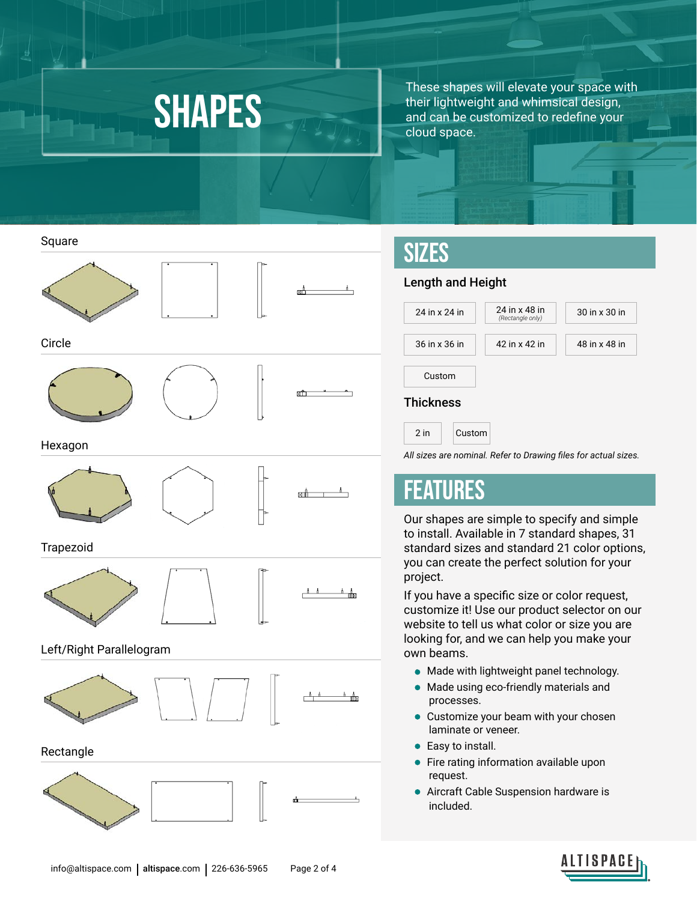# SHAPES

These shapes will elevate your space with their lightweight and whimsical design, and can be customized to redefine your cloud space.

Square

Circle

Hexagon

Trapezoid

Left/Right Parallelogram

Rectangle

## SIZES

### Length and Height

| | | |
|---|---|---|
| 24 in x 24 in | 24 in x 48 in *(Rectangle only)* | 30 in x 30 in |
| 36 in x 36 in | 42 in x 42 in | 48 in x 48 in |
| Custom | | |

### Thickness

| | |
|---|---|
| 2 in | Custom |

*All sizes are nominal. Refer to Drawing files for actual sizes.*

## FEATURES

Our shapes are simple to specify and simple to install. Available in 7 standard shapes, 31 standard sizes and standard 21 color options, you can create the perfect solution for your project.

If you have a specific size or color request, customize it! Use our product selector on our website to tell us what color or size you are looking for, and we can help you make your own beams.

- Made with lightweight panel technology.
- Made using eco-friendly materials and processes.
- Customize your beam with your chosen laminate or veneer.
- Easy to install.
- Fire rating information available upon request.
- Aircraft Cable Suspension hardware is included.

info@altispace.com | altispace.com | 226-636-5965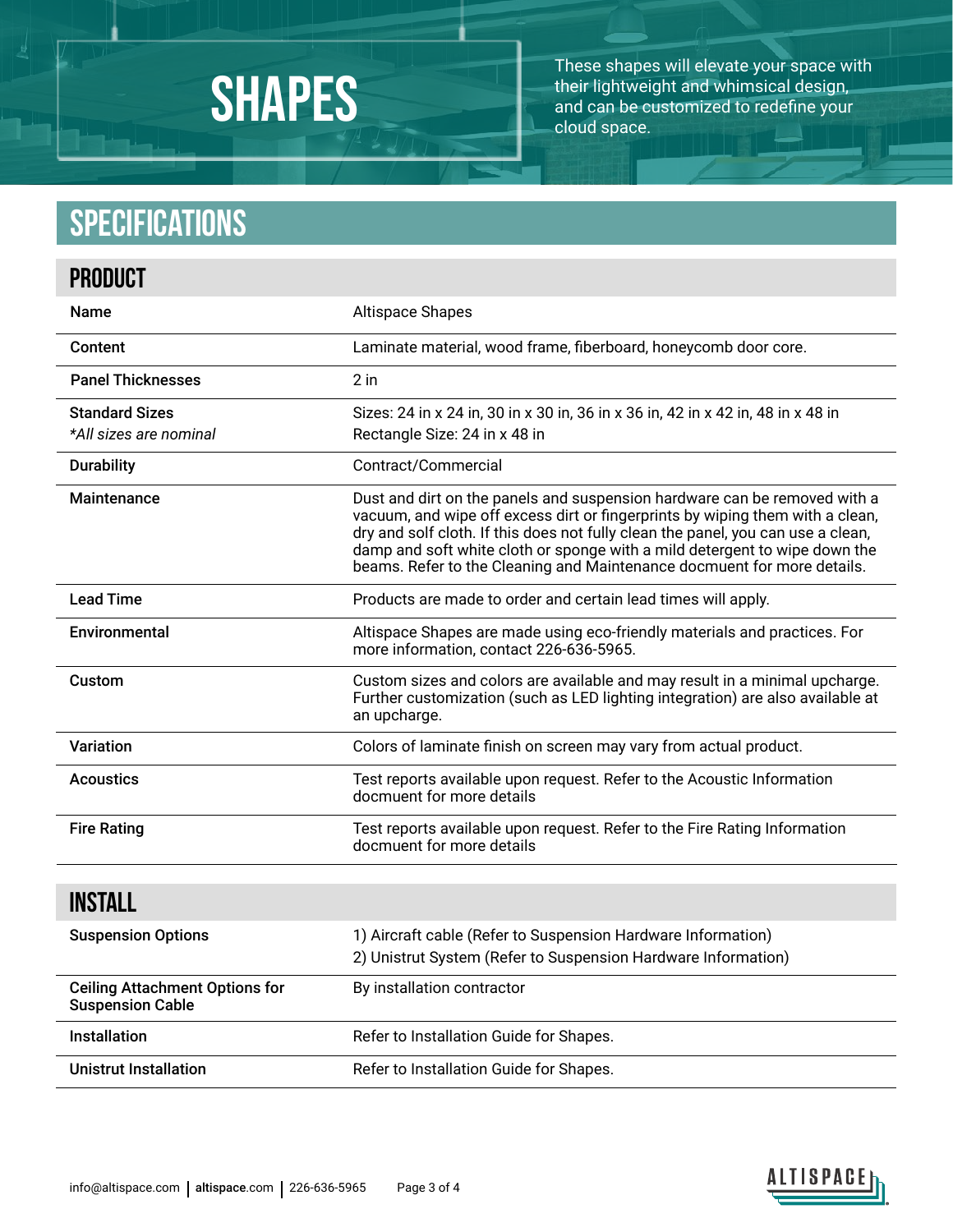# SHAPES

These shapes will elevate your space with their lightweight and whimsical design, and can be customized to redefine your cloud space.

## SPECIFICATIONS

### PRODUCT

| | |
|---|---|
| **Name** | Altispace Shapes |
| **Content** | Laminate material, wood frame, fiberboard, honeycomb door core. |
| **Panel Thicknesses** | 2 in |
| **Standard Sizes** *All sizes are nominal* | Sizes: 24 in x 24 in, 30 in x 30 in, 36 in x 36 in, 42 in x 42 in, 48 in x 48 in Rectangle Size: 24 in x 48 in |
| **Durability** | Contract/Commercial |
| **Maintenance** | Dust and dirt on the panels and suspension hardware can be removed with a vacuum, and wipe off excess dirt or fingerprints by wiping them with a clean, dry and solf cloth. If this does not fully clean the panel, you can use a clean, damp and soft white cloth or sponge with a mild detergent to wipe down the beams. Refer to the Cleaning and Maintenance docmuent for more details. |
| **Lead Time** | Products are made to order and certain lead times will apply. |
| **Environmental** | Altispace Shapes are made using eco-friendly materials and practices. For more information, contact 226-636-5965. |
| **Custom** | Custom sizes and colors are available and may result in a minimal upcharge. Further customization (such as LED lighting integration) are also available at an upcharge. |
| **Variation** | Colors of laminate finish on screen may vary from actual product. |
| **Acoustics** | Test reports available upon request. Refer to the Acoustic Information docmuent for more details |
| **Fire Rating** | Test reports available upon request. Refer to the Fire Rating Information docmuent for more details |

### INSTALL

| | |
|---|---|
| **Suspension Options** | 1) Aircraft cable (Refer to Suspension Hardware Information) 2) Unistrut System (Refer to Suspension Hardware Information) |
| **Ceiling Attachment Options for Suspension Cable** | By installation contractor |
| **Installation** | Refer to Installation Guide for Shapes. |
| **Unistrut Installation** | Refer to Installation Guide for Shapes. |

info@altispace.com | **altispace**.com | 226-636-5965

ALTISPACE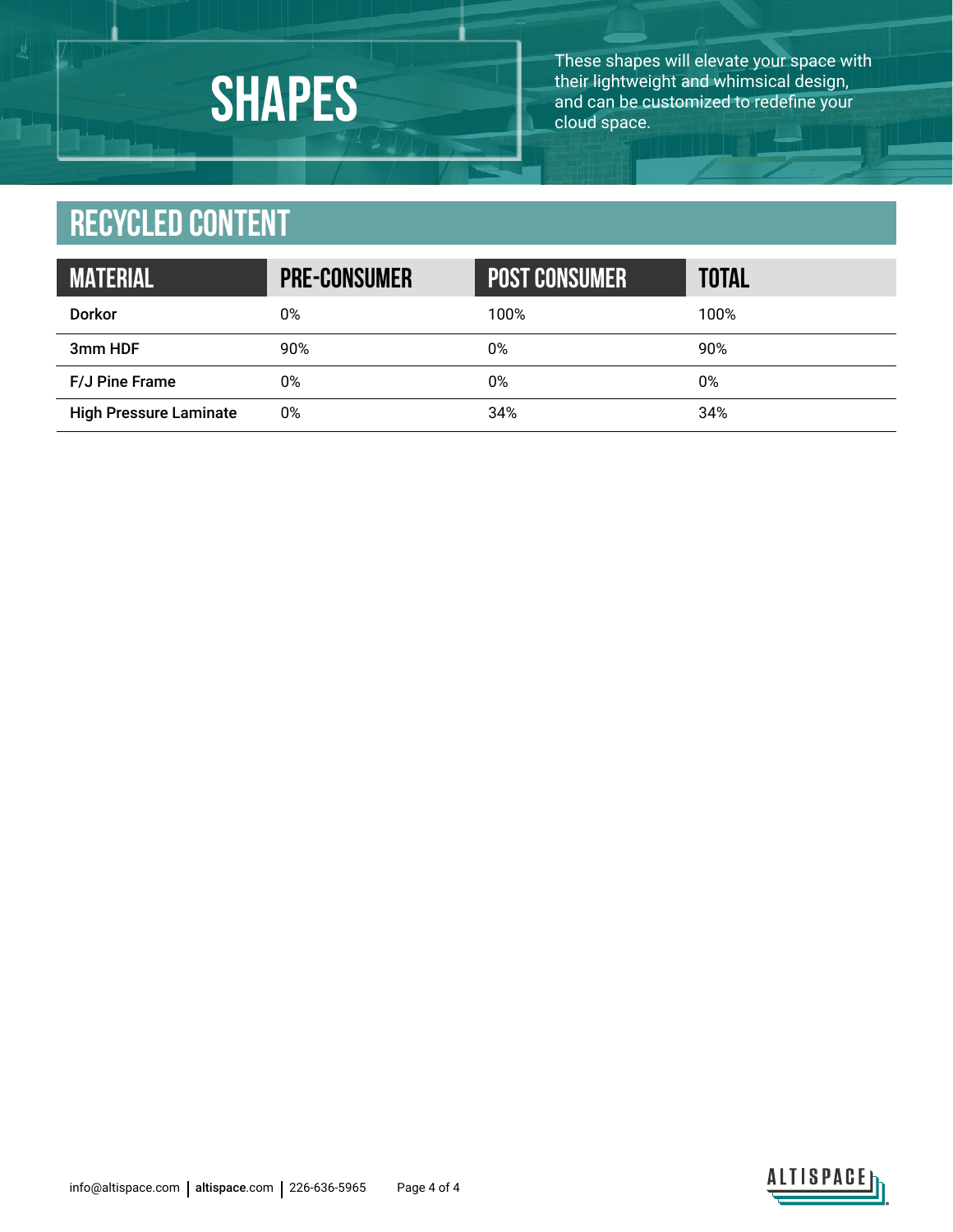# SHAPES

These shapes will elevate your space with their lightweight and whimsical design, and can be customized to redefine your cloud space.

## RECYCLED CONTENT

| MATERIAL | PRE-CONSUMER | POST CONSUMER | TOTAL |
|---|---|---|---|
| **Dorkor** | 0% | 100% | 100% |
| **3mm HDF** | 90% | 0% | 90% |
| **F/J Pine Frame** | 0% | 0% | 0% |
| **High Pressure Laminate** | 0% | 34% | 34% |

info@altispace.com | **altispace**.com | 226-636-5965

ALTISPACE